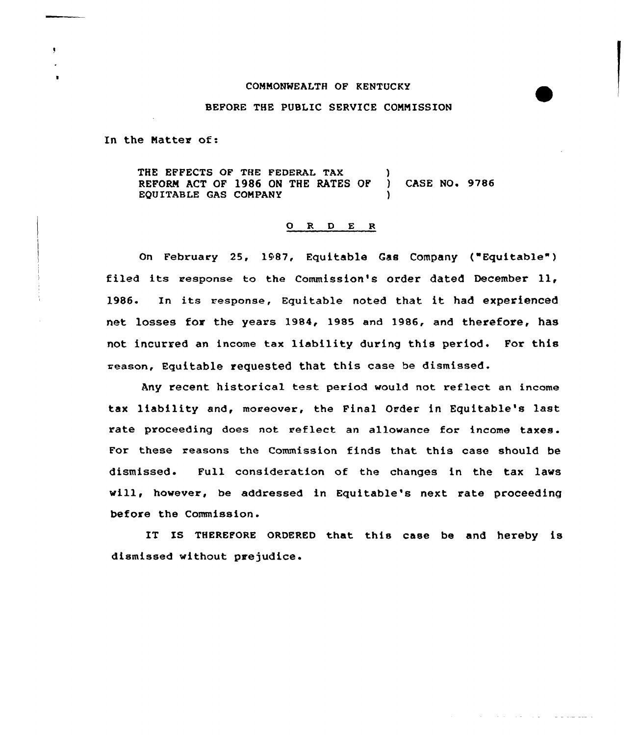COMMONWEALTH OF KENTUCKY

BEFORE THE PUBLIC SERVICE COMMISSION

In the Matter of:

THE EFFECTS OF THE FEDERAL TAX REFORM ACT OF 1986 ON THE RATES OF EQUITABLE GAS COMPANY ) CASE NO. 9786

## O R D E R

On February 25, 1987, Equitable Gas Company ("Equitable") filed its response to the Commission's order dated December 11, 1986. In its response, Equitable noted that it had experienced net losses for the years 1984, 1985 and 1986, and therefore, has not incurred an income tax liability during this period. For this reason, Equitable requested that this case be dismissed.

Any recent historical test period would not reflect an income tax liability and, moreover, the Final Order in Equitable's last rate proceeding does not reflect an allowance for income taxes. For these reasons the Commission finds that this case should be dismissed. Full consideration of the changes in the tax laws will, however, be addressed in Equitable's next rate proceeding before the Commission.

IT IS THEREFORE ORDERED that this case be and hereby is dismissed without prejudice.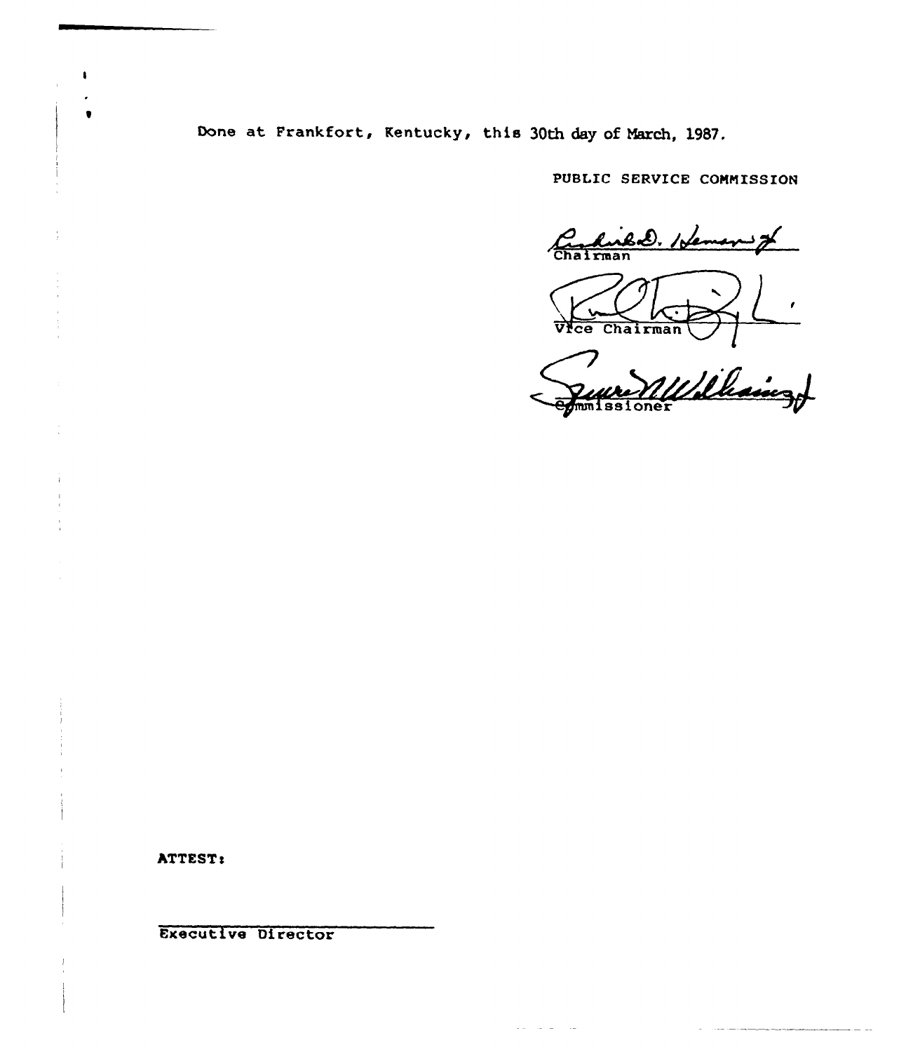Done at Frankfort, Kentucky, this 30th day of March, 1987.

PUBLIC SERVICE COMMISSION

Chairman

Vice Chairman

Commissioner

ATTEST:

Executive Director